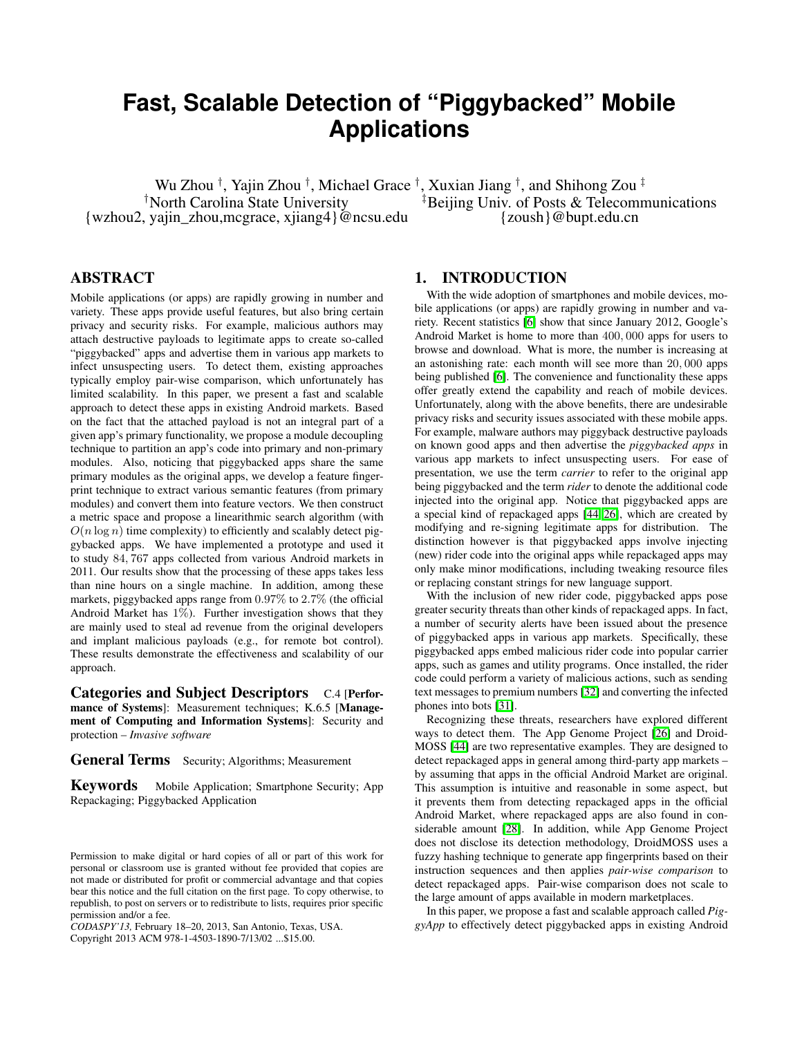# Fast, Scalable Detection of "Piggybacked" Mobile Applications

Wu Zhou †, Yajin Zhou †, Michael Grace †, Xuxian Jiang †, and Shihong Zou ‡

†North Carolina State University
{wzhou2, yajin_zhou,mcgrace, xjiang4}@ncsu.edu

‡Beijing Univ. of Posts & Telecommunications
{zoush}@bupt.edu.cn

## ABSTRACT

Mobile applications (or apps) are rapidly growing in number and variety. These apps provide useful features, but also bring certain privacy and security risks. For example, malicious authors may attach destructive payloads to legitimate apps to create so-called "piggybacked" apps and advertise them in various app markets to infect unsuspecting users. To detect them, existing approaches typically employ pair-wise comparison, which unfortunately has limited scalability. In this paper, we present a fast and scalable approach to detect these apps in existing Android markets. Based on the fact that the attached payload is not an integral part of a given app's primary functionality, we propose a module decoupling technique to partition an app's code into primary and non-primary modules. Also, noticing that piggybacked apps share the same primary modules as the original apps, we develop a feature fingerprint technique to extract various semantic features (from primary modules) and convert them into feature vectors. We then construct a metric space and propose a linearithmic search algorithm (with $O(n \log n)$ time complexity) to efficiently and scalably detect piggybacked apps. We have implemented a prototype and used it to study $84,767$ apps collected from various Android markets in 2011. Our results show that the processing of these apps takes less than nine hours on a single machine. In addition, among these markets, piggybacked apps range from $0.97\%$ to $2.7\%$ (the official Android Market has $1\%$). Further investigation shows that they are mainly used to steal ad revenue from the original developers and implant malicious payloads (e.g., for remote bot control). These results demonstrate the effectiveness and scalability of our approach.

**Categories and Subject Descriptors** C.4 [**Performance of Systems**]: Measurement techniques; K.6.5 [**Management of Computing and Information Systems**]: Security and protection – *Invasive software*

**General Terms** Security; Algorithms; Measurement

**Keywords** Mobile Application; Smartphone Security; App Repackaging; Piggybacked Application

Permission to make digital or hard copies of all or part of this work for personal or classroom use is granted without fee provided that copies are not made or distributed for profit or commercial advantage and that copies bear this notice and the full citation on the first page. To copy otherwise, to republish, to post on servers or to redistribute to lists, requires prior specific permission and/or a fee.
*CODASPY'13,* February 18–20, 2013, San Antonio, Texas, USA.
Copyright 2013 ACM 978-1-4503-1890-7/13/02 ...$15.00.

## 1. INTRODUCTION

With the wide adoption of smartphones and mobile devices, mobile applications (or apps) are rapidly growing in number and variety. Recent statistics [6] show that since January 2012, Google's Android Market is home to more than $400,000$ apps for users to browse and download. What is more, the number is increasing at an astonishing rate: each month will see more than $20,000$ apps being published [6]. The convenience and functionality these apps offer greatly extend the capability and reach of mobile devices. Unfortunately, along with the above benefits, there are undesirable privacy risks and security issues associated with these mobile apps. For example, malware authors may piggyback destructive payloads on known good apps and then advertise the *piggybacked apps* in various app markets to infect unsuspecting users. For ease of presentation, we use the term *carrier* to refer to the original app being piggybacked and the term *rider* to denote the additional code injected into the original app. Notice that piggybacked apps are a special kind of repackaged apps [44, 26], which are created by modifying and re-signing legitimate apps for distribution. The distinction however is that piggybacked apps involve injecting (new) rider code into the original apps while repackaged apps may only make minor modifications, including tweaking resource files or replacing constant strings for new language support.

With the inclusion of new rider code, piggybacked apps pose greater security threats than other kinds of repackaged apps. In fact, a number of security alerts have been issued about the presence of piggybacked apps in various app markets. Specifically, these piggybacked apps embed malicious rider code into popular carrier apps, such as games and utility programs. Once installed, the rider code could perform a variety of malicious actions, such as sending text messages to premium numbers [32] and converting the infected phones into bots [31].

Recognizing these threats, researchers have explored different ways to detect them. The App Genome Project [26] and DroidMOSS [44] are two representative examples. They are designed to detect repackaged apps in general among third-party app markets – by assuming that apps in the official Android Market are original. This assumption is intuitive and reasonable in some aspect, but it prevents them from detecting repackaged apps in the official Android Market, where repackaged apps are also found in considerable amount [28]. In addition, while App Genome Project does not disclose its detection methodology, DroidMOSS uses a fuzzy hashing technique to generate app fingerprints based on their instruction sequences and then applies *pair-wise comparison* to detect repackaged apps. Pair-wise comparison does not scale to the large amount of apps available in modern marketplaces.

In this paper, we propose a fast and scalable approach called *PiggyApp* to effectively detect piggybacked apps in existing Android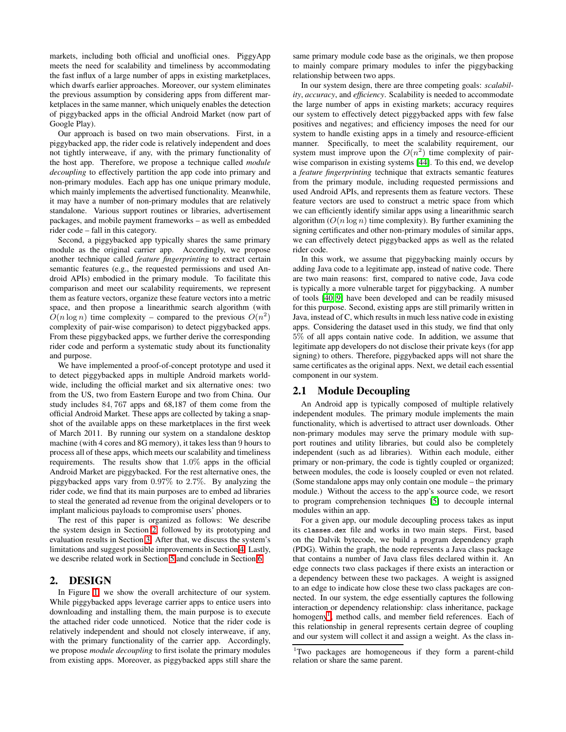markets, including both official and unofficial ones. PiggyApp meets the need for scalability and timeliness by accommodating the fast influx of a large number of apps in existing marketplaces, which dwarfs earlier approaches. Moreover, our system eliminates the previous assumption by considering apps from different marketplaces in the same manner, which uniquely enables the detection of piggybacked apps in the official Android Market (now part of Google Play).

Our approach is based on two main observations. First, in a piggybacked app, the rider code is relatively independent and does not tightly interweave, if any, with the primary functionality of the host app. Therefore, we propose a technique called *module decoupling* to effectively partition the app code into primary and non-primary modules. Each app has one unique primary module, which mainly implements the advertised functionality. Meanwhile, it may have a number of non-primary modules that are relatively standalone. Various support routines or libraries, advertisement packages, and mobile payment frameworks – as well as embedded rider code – fall in this category.

Second, a piggybacked app typically shares the same primary module as the original carrier app. Accordingly, we propose another technique called *feature fingerprinting* to extract certain semantic features (e.g., the requested permissions and used Android APIs) embodied in the primary module. To facilitate this comparison and meet our scalability requirements, we represent them as feature vectors, organize these feature vectors into a metric space, and then propose a linearithmic search algorithm (with $O(n \log n)$ time complexity – compared to the previous $O(n^2)$ complexity of pair-wise comparison) to detect piggybacked apps. From these piggybacked apps, we further derive the corresponding rider code and perform a systematic study about its functionality and purpose.

We have implemented a proof-of-concept prototype and used it to detect piggybacked apps in multiple Android markets worldwide, including the official market and six alternative ones: two from the US, two from Eastern Europe and two from China. Our study includes $84,767$ apps and 68,187 of them come from the official Android Market. These apps are collected by taking a snapshot of the available apps on these marketplaces in the first week of March 2011. By running our system on a standalone desktop machine (with 4 cores and 8G memory), it takes less than 9 hours to process all of these apps, which meets our scalability and timeliness requirements. The results show that $1.0\%$ apps in the official Android Market are piggybacked. For the rest alternative ones, the piggybacked apps vary from $0.97\%$ to $2.7\%$. By analyzing the rider code, we find that its main purposes are to embed ad libraries to steal the generated ad revenue from the original developers or to implant malicious payloads to compromise users' phones.

The rest of this paper is organized as follows: We describe the system design in Section 2, followed by its prototyping and evaluation results in Section 3. After that, we discuss the system's limitations and suggest possible improvements in Section 4. Lastly, we describe related work in Section 5 and conclude in Section 6.

## 2. DESIGN

In Figure 1, we show the overall architecture of our system. While piggybacked apps leverage carrier apps to entice users into downloading and installing them, the main purpose is to execute the attached rider code unnoticed. Notice that the rider code is relatively independent and should not closely interweave, if any, with the primary functionality of the carrier app. Accordingly, we propose *module decoupling* to first isolate the primary modules from existing apps. Moreover, as piggybacked apps still share the same primary module code base as the originals, we then propose to mainly compare primary modules to infer the piggybacking relationship between two apps.

In our system design, there are three competing goals: *scalability*, *accuracy*, and *efficiency*. Scalability is needed to accommodate the large number of apps in existing markets; accuracy requires our system to effectively detect piggybacked apps with few false positives and negatives; and efficiency imposes the need for our system to handle existing apps in a timely and resource-efficient manner. Specifically, to meet the scalability requirement, our system must improve upon the $O(n^2)$ time complexity of pair-wise comparison in existing systems [44]. To this end, we develop a *feature fingerprinting* technique that extracts semantic features from the primary module, including requested permissions and used Android APIs, and represents them as feature vectors. These feature vectors are used to construct a metric space from which we can efficiently identify similar apps using a linearithmic search algorithm ($O(n \log n)$ time complexity). By further examining the signing certificates and other non-primary modules of similar apps, we can effectively detect piggybacked apps as well as the related rider code.

In this work, we assume that piggybacking mainly occurs by adding Java code to a legitimate app, instead of native code. There are two main reasons: first, compared to native code, Java code is typically a more vulnerable target for piggybacking. A number of tools [40, 9] have been developed and can be readily misused for this purpose. Second, existing apps are still primarily written in Java, instead of C, which results in much less native code in existing apps. Considering the dataset used in this study, we find that only $5\%$ of all apps contain native code. In addition, we assume that legitimate app developers do not disclose their private keys (for app signing) to others. Therefore, piggybacked apps will not share the same certificates as the original apps. Next, we detail each essential component in our system.

### 2.1 Module Decoupling

An Android app is typically composed of multiple relatively independent modules. The primary module implements the main functionality, which is advertised to attract user downloads. Other non-primary modules may serve the primary module with support routines and utility libraries, but could also be completely independent (such as ad libraries). Within each module, either primary or non-primary, the code is tightly coupled or organized; between modules, the code is loosely coupled or even not related. (Some standalone apps may only contain one module – the primary module.) Without the access to the app's source code, we resort to program comprehension techniques [5] to decouple internal modules within an app.

For a given app, our module decoupling process takes as input its `classes.dex` file and works in two main steps. First, based on the Dalvik bytecode, we build a program dependency graph (PDG). Within the graph, the node represents a Java class package that contains a number of Java class files declared within it. An edge connects two class packages if there exists an interaction or a dependency between these two packages. A weight is assigned to an edge to indicate how close these two class packages are connected. In our system, the edge essentially captures the following interaction or dependency relationship: class inheritance, package homogeny[1], method calls, and member field references. Each of this relationship in general represents certain degree of coupling and our system will collect it and assign a weight. As the class in-

[1]Two packages are homogeneous if they form a parent-child relation or share the same parent.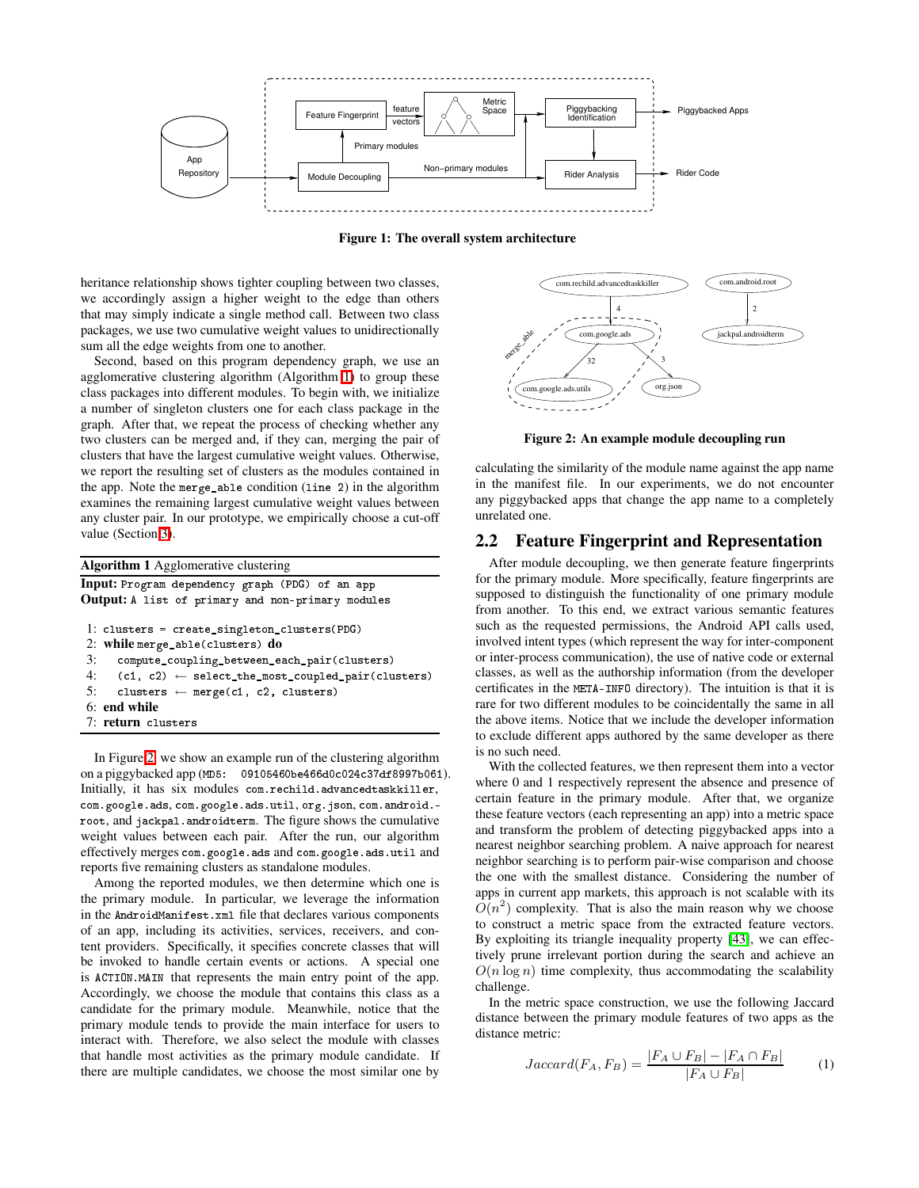App Repository

Feature Fingerprint

feature vectors

Metric Space

Piggybacking Identification

Piggybacked Apps

Primary modules

Module Decoupling

Non−primary modules

Rider Analysis

Rider Code

**Figure 1: The overall system architecture**

heritance relationship shows tighter coupling between two classes, we accordingly assign a higher weight to the edge than others that may simply indicate a single method call. Between two class packages, we use two cumulative weight values to unidirectionally sum all the edge weights from one to another.

Second, based on this program dependency graph, we use an agglomerative clustering algorithm (Algorithm 1) to group these class packages into different modules. To begin with, we initialize a number of singleton clusters one for each class package in the graph. After that, we repeat the process of checking whether any two clusters can be merged and, if they can, merging the pair of clusters that have the largest cumulative weight values. Otherwise, we report the resulting set of clusters as the modules contained in the app. Note the `merge_able` condition (`line 2`) in the algorithm examines the remaining largest cumulative weight values between any cluster pair. In our prototype, we empirically choose a cut-off value (Section 3).

**Algorithm 1** Agglomerative clustering

**Input:** `Program dependency graph (PDG) of an app`
**Output:** `A list of primary and non-primary modules`

```
1: clusters = create_singleton_clusters(PDG)
2: while merge_able(clusters) do
3:    compute_coupling_between_each_pair(clusters)
4:    (c1, c2) ← select_the_most_coupled_pair(clusters)
5:    clusters ← merge(c1, c2, clusters)
6: end while
7: return clusters
```

In Figure 2, we show an example run of the clustering algorithm on a piggybacked app (`MD5: 09105460be466d0c024c37df8997b061`). Initially, it has six modules `com.rechild.advancedtaskkiller`, `com.google.ads`, `com.google.ads.util`, `org.json`, `com.android.root`, and `jackpal.androidterm`. The figure shows the cumulative weight values between each pair. After the run, our algorithm effectively merges `com.google.ads` and `com.google.ads.util` and reports five remaining clusters as standalone modules.

Among the reported modules, we then determine which one is the primary module. In particular, we leverage the information in the `AndroidManifest.xml` file that declares various components of an app, including its activities, services, receivers, and content providers. Specifically, it specifies concrete classes that will be invoked to handle certain events or actions. A special one is `ACTION.MAIN` that represents the main entry point of the app. Accordingly, we choose the module that contains this class as a candidate for the primary module. Meanwhile, notice that the primary module tends to provide the main interface for users to interact with. Therefore, we also select the module with classes that handle most activities as the primary module candidate. If there are multiple candidates, we choose the most similar one by calculating the similarity of the module name against the app name in the manifest file. In our experiments, we do not encounter any piggybacked apps that change the app name to a completely unrelated one.

com.rechild.advancedtaskkiller

com.android.root

4

2

merge_able

com.google.ads

jackpal.androidterm

32

3

com.google.ads.utils

org.json

**Figure 2: An example module decoupling run**

## 2.2 Feature Fingerprint and Representation

After module decoupling, we then generate feature fingerprints for the primary module. More specifically, feature fingerprints are supposed to distinguish the functionality of one primary module from another. To this end, we extract various semantic features such as the requested permissions, the Android API calls used, involved intent types (which represent the way for inter-component or inter-process communication), the use of native code or external classes, as well as the authorship information (from the developer certificates in the `META-INFO` directory). The intuition is that it is rare for two different modules to be coincidentally the same in all the above items. Notice that we include the developer information to exclude different apps authored by the same developer as there is no such need.

With the collected features, we then represent them into a vector where 0 and 1 respectively represent the absence and presence of certain feature in the primary module. After that, we organize these feature vectors (each representing an app) into a metric space and transform the problem of detecting piggybacked apps into a nearest neighbor searching problem. A naive approach for nearest neighbor searching is to perform pair-wise comparison and choose the one with the smallest distance. Considering the number of apps in current app markets, this approach is not scalable with its $O(n^2)$ complexity. That is also the main reason why we choose to construct a metric space from the extracted feature vectors. By exploiting its triangle inequality property [43], we can effectively prune irrelevant portion during the search and achieve an $O(n \log n)$ time complexity, thus accommodating the scalability challenge.

In the metric space construction, we use the following Jaccard distance between the primary module features of two apps as the distance metric:

$$Jaccard(F_A, F_B) = \frac{|F_A \cup F_B| - |F_A \cap F_B|}{|F_A \cup F_B|} \quad (1)$$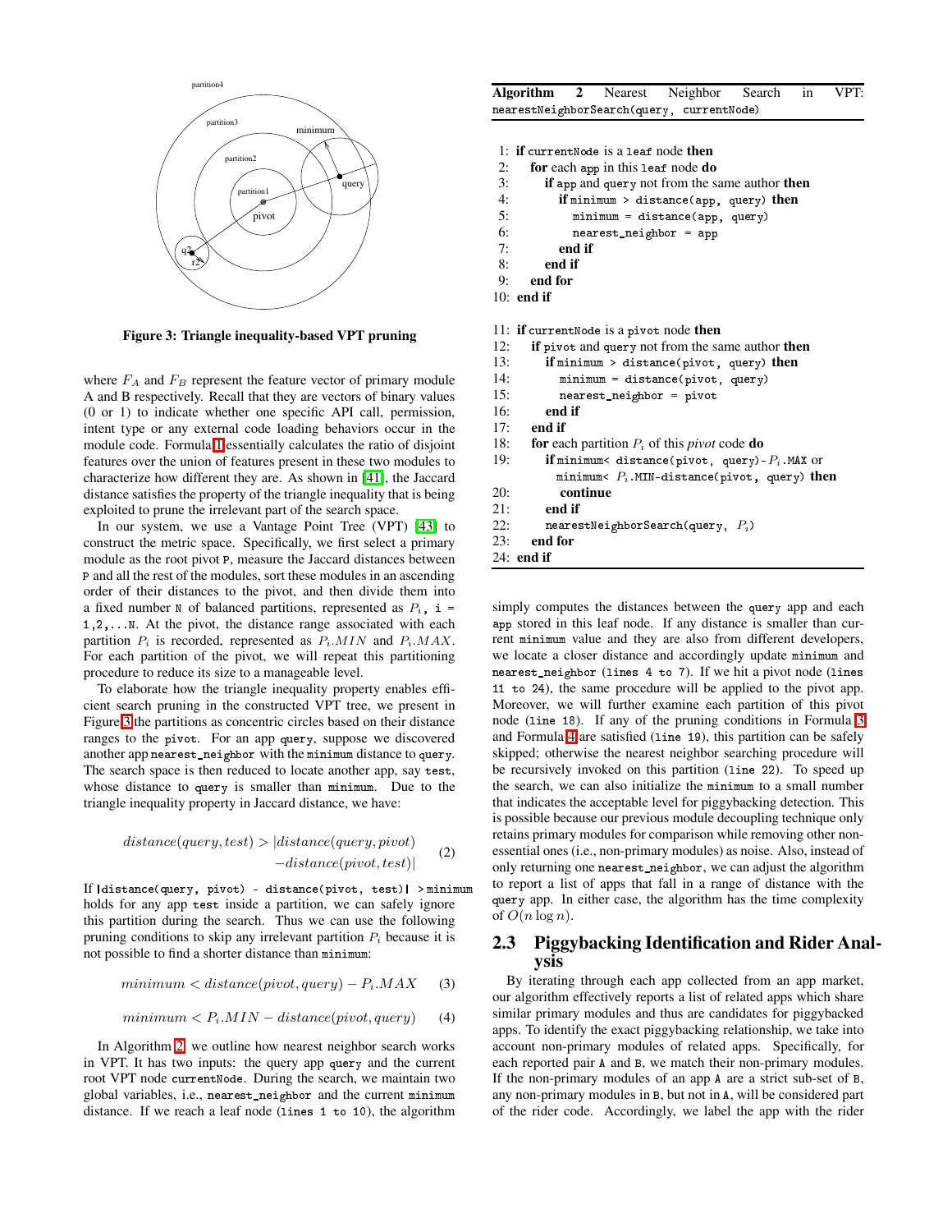Figure 3: Triangle inequality-based VPT pruning

where $F_A$ and $F_B$ represent the feature vector of primary module A and B respectively. Recall that they are vectors of binary values (0 or 1) to indicate whether one specific API call, permission, intent type or any external code loading behaviors occur in the module code. Formula 1 essentially calculates the ratio of disjoint features over the union of features present in these two modules to characterize how different they are. As shown in [41], the Jaccard distance satisfies the property of the triangle inequality that is being exploited to prune the irrelevant part of the search space.

In our system, we use a Vantage Point Tree (VPT) [43] to construct the metric space. Specifically, we first select a primary module as the root pivot `P`, measure the Jaccard distances between `P` and all the rest of the modules, sort these modules in an ascending order of their distances to the pivot, and then divide them into a fixed number `N` of balanced partitions, represented as $P_i$, `i = 1,2,...N`. At the pivot, the distance range associated with each partition $P_i$ is recorded, represented as $P_i.MIN$ and $P_i.MAX$. For each partition of the pivot, we will repeat this partitioning procedure to reduce its size to a manageable level.

To elaborate how the triangle inequality property enables efficient search pruning in the constructed VPT tree, we present in Figure 3 the partitions as concentric circles based on their distance ranges to the `pivot`. For an app `query`, suppose we discovered another app `nearest_neighbor` with the `minimum` distance to `query`. The search space is then reduced to locate another app, say `test`, whose distance to `query` is smaller than `minimum`. Due to the triangle inequality property in Jaccard distance, we have:

$$distance(query, test) > |distance(query, pivot) - distance(pivot, test)| \quad (2)$$

If `|distance(query, pivot) - distance(pivot, test)| > minimum` holds for any app `test` inside a partition, we can safely ignore this partition during the search. Thus we can use the following pruning conditions to skip any irrelevant partition $P_i$ because it is not possible to find a shorter distance than `minimum`:

$$minimum < distance(pivot, query) - P_i.MAX \quad (3)$$

$$minimum < P_i.MIN - distance(pivot, query) \quad (4)$$

In Algorithm 2, we outline how nearest neighbor search works in VPT. It has two inputs: the query app `query` and the current root VPT node `currentNode`. During the search, we maintain two global variables, i.e., `nearest_neighbor` and the current `minimum` distance. If we reach a leaf node (`lines 1 to 10`), the algorithm simply computes the distances between the `query` app and each `app` stored in this leaf node. If any distance is smaller than current `minimum` value and they are also from different developers, we locate a closer distance and accordingly update `minimum` and `nearest_neighbor` (`lines 4 to 7`). If we hit a pivot node (`lines 11 to 24`), the same procedure will be applied to the pivot app. Moreover, we will further examine each partition of this pivot node (`line 18`). If any of the pruning conditions in Formula 3 and Formula 4 are satisfied (`line 19`), this partition can be safely skipped; otherwise the nearest neighbor searching procedure will be recursively invoked on this partition (`line 22`). To speed up the search, we can also initialize the `minimum` to a small number that indicates the acceptable level for piggybacking detection. This is possible because our previous module decoupling technique only retains primary modules for comparison while removing other non-essential ones (i.e., non-primary modules) as noise. Also, instead of only returning one `nearest_neighbor`, we can adjust the algorithm to report a list of apps that fall in a range of distance with the `query` app. In either case, the algorithm has the time complexity of $O(n \log n)$.

**Algorithm 2** Nearest Neighbor Search in VPT: `nearestNeighborSearch(query, currentNode)`

```
1:  if currentNode is a leaf node then
2:    for each app in this leaf node do
3:      if app and query not from the same author then
4:        if minimum > distance(app, query) then
5:          minimum = distance(app, query)
6:          nearest_neighbor = app
7:        end if
8:      end if
9:    end for
10: end if

11: if currentNode is a pivot node then
12:   if pivot and query not from the same author then
13:     if minimum > distance(pivot, query) then
14:       minimum = distance(pivot, query)
15:       nearest_neighbor = pivot
16:     end if
17:   end if
18:   for each partition P_i of this pivot code do
19:     if minimum< distance(pivot, query)-P_i.MAX or
          minimum< P_i.MIN-distance(pivot, query) then
20:       continue
21:     end if
22:     nearestNeighborSearch(query, P_i)
23:   end for
24: end if
```

## 2.3 Piggybacking Identification and Rider Analysis

By iterating through each app collected from an app market, our algorithm effectively reports a list of related apps which share similar primary modules and thus are candidates for piggybacked apps. To identify the exact piggybacking relationship, we take into account non-primary modules of related apps. Specifically, for each reported pair `A` and `B`, we match their non-primary modules. If the non-primary modules of an app `A` are a strict sub-set of `B`, any non-primary modules in `B`, but not in `A`, will be considered part of the rider code. Accordingly, we label the app with the rider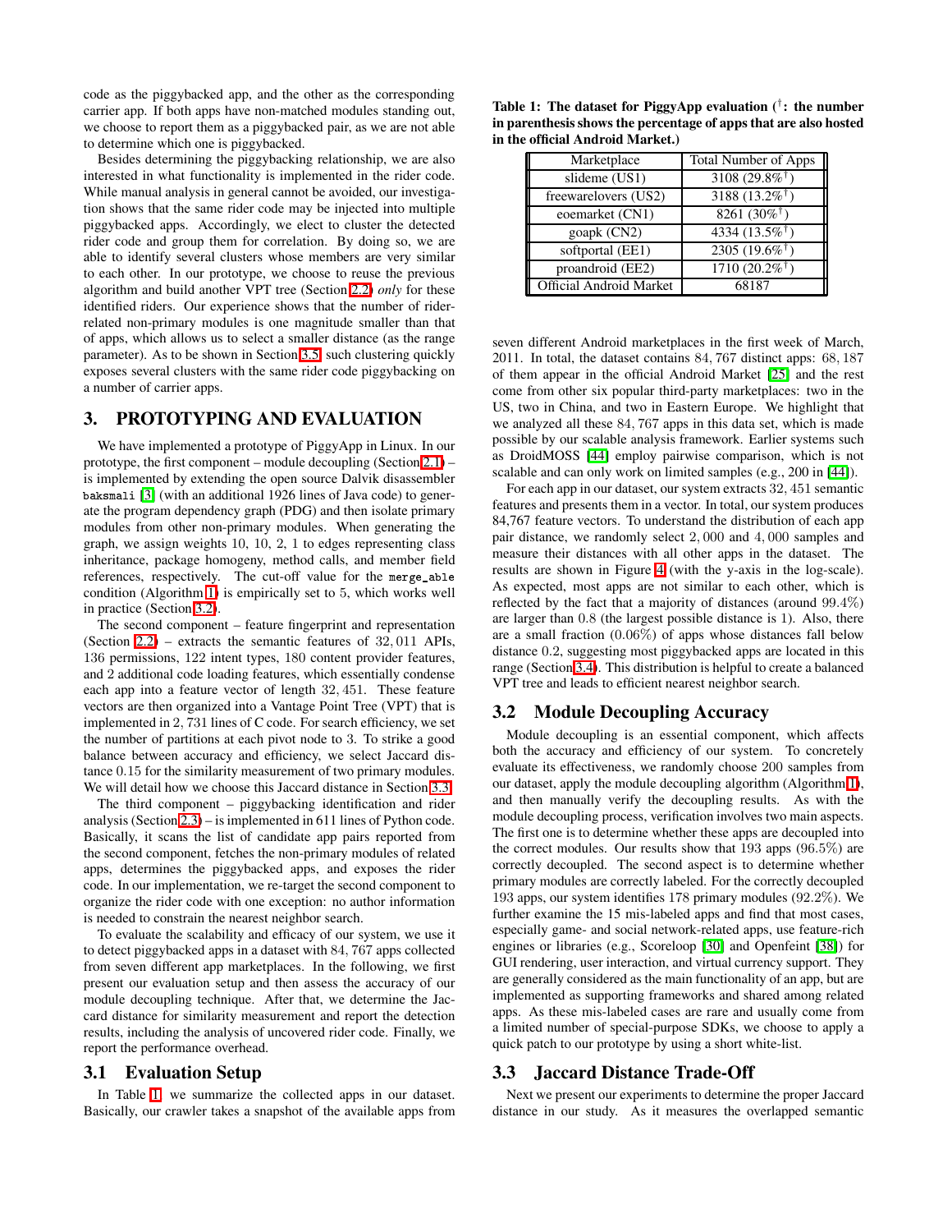code as the piggybacked app, and the other as the corresponding carrier app. If both apps have non-matched modules standing out, we choose to report them as a piggybacked pair, as we are not able to determine which one is piggybacked.

Besides determining the piggybacking relationship, we are also interested in what functionality is implemented in the rider code. While manual analysis in general cannot be avoided, our investigation shows that the same rider code may be injected into multiple piggybacked apps. Accordingly, we elect to cluster the detected rider code and group them for correlation. By doing so, we are able to identify several clusters whose members are very similar to each other. In our prototype, we choose to reuse the previous algorithm and build another VPT tree (Section 2.2) *only* for these identified riders. Our experience shows that the number of rider-related non-primary modules is one magnitude smaller than that of apps, which allows us to select a smaller distance (as the range parameter). As to be shown in Section 3.5, such clustering quickly exposes several clusters with the same rider code piggybacking on a number of carrier apps.

## 3. PROTOTYPING AND EVALUATION

We have implemented a prototype of PiggyApp in Linux. In our prototype, the first component – module decoupling (Section 2.1) – is implemented by extending the open source Dalvik disassembler `baksmali` [3] (with an additional 1926 lines of Java code) to generate the program dependency graph (PDG) and then isolate primary modules from other non-primary modules. When generating the graph, we assign weights 10, 10, 2, 1 to edges representing class inheritance, package homogeny, method calls, and member field references, respectively. The cut-off value for the `merge_able` condition (Algorithm 1) is empirically set to 5, which works well in practice (Section 3.2).

The second component – feature fingerprint and representation (Section 2.2) – extracts the semantic features of 32,011 APIs, 136 permissions, 122 intent types, 180 content provider features, and 2 additional code loading features, which essentially condense each app into a feature vector of length 32,451. These feature vectors are then organized into a Vantage Point Tree (VPT) that is implemented in 2,731 lines of C code. For search efficiency, we set the number of partitions at each pivot node to 3. To strike a good balance between accuracy and efficiency, we select Jaccard distance 0.15 for the similarity measurement of two primary modules. We will detail how we choose this Jaccard distance in Section 3.3.

The third component – piggybacking identification and rider analysis (Section 2.3) – is implemented in 611 lines of Python code. Basically, it scans the list of candidate app pairs reported from the second component, fetches the non-primary modules of related apps, determines the piggybacked apps, and exposes the rider code. In our implementation, we re-target the second component to organize the rider code with one exception: no author information is needed to constrain the nearest neighbor search.

To evaluate the scalability and efficacy of our system, we use it to detect piggybacked apps in a dataset with 84,767 apps collected from seven different app marketplaces. In the following, we first present our evaluation setup and then assess the accuracy of our module decoupling technique. After that, we determine the Jaccard distance for similarity measurement and report the detection results, including the analysis of uncovered rider code. Finally, we report the performance overhead.

### 3.1 Evaluation Setup

In Table 1, we summarize the collected apps in our dataset. Basically, our crawler takes a snapshot of the available apps from seven different Android marketplaces in the first week of March, 2011. In total, the dataset contains 84,767 distinct apps: 68,187 of them appear in the official Android Market [25] and the rest come from other six popular third-party marketplaces: two in the US, two in China, and two in Eastern Europe. We highlight that we analyzed all these 84,767 apps in this data set, which is made possible by our scalable analysis framework. Earlier systems such as DroidMOSS [44] employ pairwise comparison, which is not scalable and can only work on limited samples (e.g., 200 in [44]).

**Table 1: The dataset for PiggyApp evaluation (†: the number in parenthesis shows the percentage of apps that are also hosted in the official Android Market.)**

| Marketplace | Total Number of Apps |
|---|---|
| slideme (US1) | 3108 (29.8%†) |
| freewarelovers (US2) | 3188 (13.2%†) |
| eoemarket (CN1) | 8261 (30%†) |
| goapk (CN2) | 4334 (13.5%†) |
| softportal (EE1) | 2305 (19.6%†) |
| proandroid (EE2) | 1710 (20.2%†) |
| Official Android Market | 68187 |

For each app in our dataset, our system extracts 32,451 semantic features and presents them in a vector. In total, our system produces 84,767 feature vectors. To understand the distribution of each app pair distance, we randomly select 2,000 and 4,000 samples and measure their distances with all other apps in the dataset. The results are shown in Figure 4 (with the y-axis in the log-scale). As expected, most apps are not similar to each other, which is reflected by the fact that a majority of distances (around 99.4%) are larger than 0.8 (the largest possible distance is 1). Also, there are a small fraction (0.06%) of apps whose distances fall below distance 0.2, suggesting most piggybacked apps are located in this range (Section 3.4). This distribution is helpful to create a balanced VPT tree and leads to efficient nearest neighbor search.

### 3.2 Module Decoupling Accuracy

Module decoupling is an essential component, which affects both the accuracy and efficiency of our system. To concretely evaluate its effectiveness, we randomly choose 200 samples from our dataset, apply the module decoupling algorithm (Algorithm 1), and then manually verify the decoupling results. As with the module decoupling process, verification involves two main aspects. The first one is to determine whether these apps are decoupled into the correct modules. Our results show that 193 apps (96.5%) are correctly decoupled. The second aspect is to determine whether primary modules are correctly labeled. For the correctly decoupled 193 apps, our system identifies 178 primary modules (92.2%). We further examine the 15 mis-labeled apps and find that most cases, especially game- and social network-related apps, use feature-rich engines or libraries (e.g., Scoreloop [30] and Openfeint [38]) for GUI rendering, user interaction, and virtual currency support. They are generally considered as the main functionality of an app, but are implemented as supporting frameworks and shared among related apps. As these mis-labeled cases are rare and usually come from a limited number of special-purpose SDKs, we choose to apply a quick patch to our prototype by using a short white-list.

### 3.3 Jaccard Distance Trade-Off

Next we present our experiments to determine the proper Jaccard distance in our study. As it measures the overlapped semantic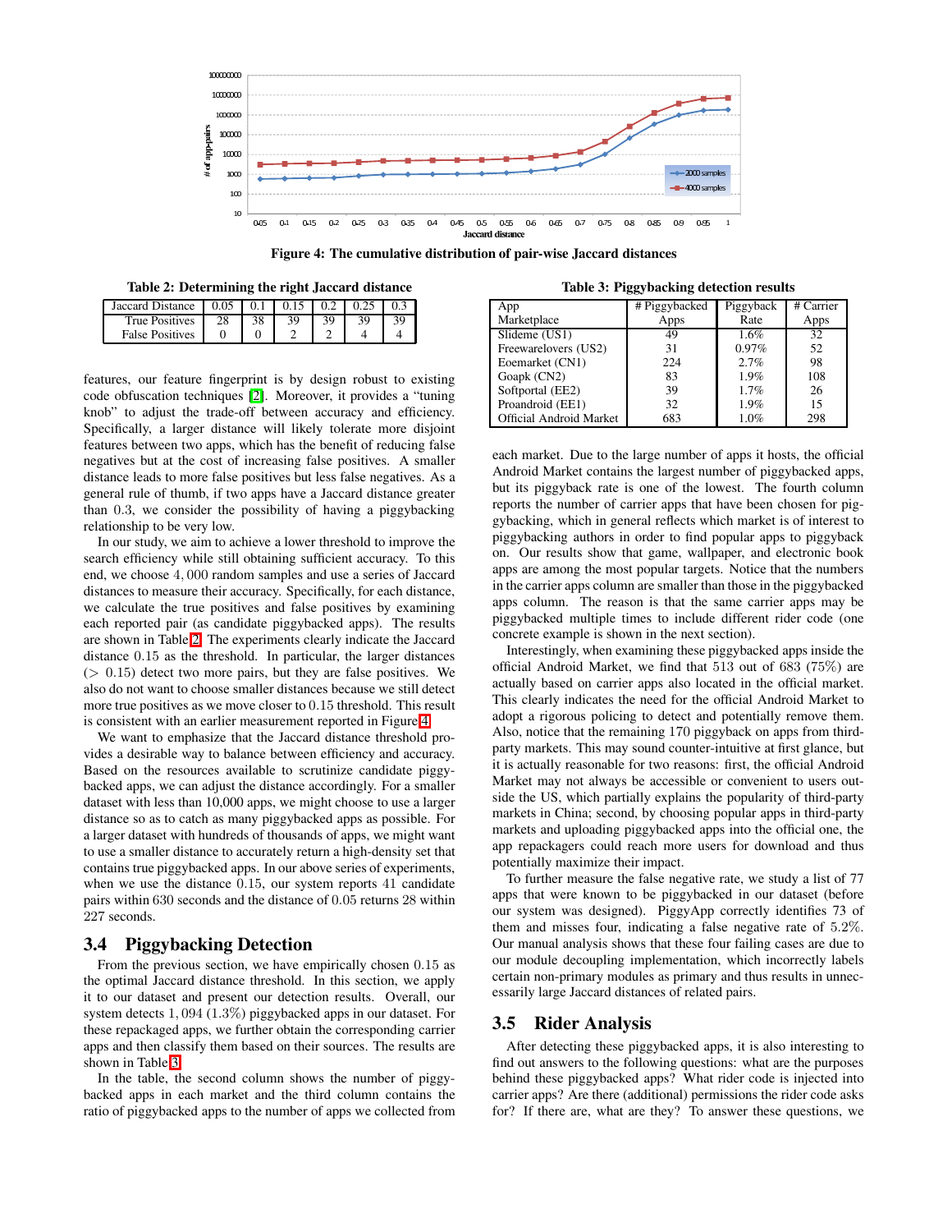Figure 4: The cumulative distribution of pair-wise Jaccard distances

**Table 2: Determining the right Jaccard distance**

| Jaccard Distance | 0.05 | 0.1 | 0.15 | 0.2 | 0.25 | 0.3 |
|---|---|---|---|---|---|---|
| True Positives | 28 | 38 | 39 | 39 | 39 | 39 |
| False Positives | 0 | 0 | 2 | 2 | 4 | 4 |

features, our feature fingerprint is by design robust to existing code obfuscation techniques [2]. Moreover, it provides a "tuning knob" to adjust the trade-off between accuracy and efficiency. Specifically, a larger distance will likely tolerate more disjoint features between two apps, which has the benefit of reducing false negatives but at the cost of increasing false positives. A smaller distance leads to more false positives but less false negatives. As a general rule of thumb, if two apps have a Jaccard distance greater than 0.3, we consider the possibility of having a piggybacking relationship to be very low.

In our study, we aim to achieve a lower threshold to improve the search efficiency while still obtaining sufficient accuracy. To this end, we choose 4,000 random samples and use a series of Jaccard distances to measure their accuracy. Specifically, for each distance, we calculate the true positives and false positives by examining each reported pair (as candidate piggybacked apps). The results are shown in Table 2. The experiments clearly indicate the Jaccard distance 0.15 as the threshold. In particular, the larger distances ($> 0.15$) detect two more pairs, but they are false positives. We also do not want to choose smaller distances because we still detect more true positives as we move closer to 0.15 threshold. This result is consistent with an earlier measurement reported in Figure 4.

We want to emphasize that the Jaccard distance threshold provides a desirable way to balance between efficiency and accuracy. Based on the resources available to scrutinize candidate piggybacked apps, we can adjust the distance accordingly. For a smaller dataset with less than 10,000 apps, we might choose to use a larger distance so as to catch as many piggybacked apps as possible. For a larger dataset with hundreds of thousands of apps, we might want to use a smaller distance to accurately return a high-density set that contains true piggybacked apps. In our above series of experiments, when we use the distance 0.15, our system reports 41 candidate pairs within 630 seconds and the distance of 0.05 returns 28 within 227 seconds.

## 3.4 Piggybacking Detection

From the previous section, we have empirically chosen 0.15 as the optimal Jaccard distance threshold. In this section, we apply it to our dataset and present our detection results. Overall, our system detects 1,094 (1.3%) piggybacked apps in our dataset. For these repackaged apps, we further obtain the corresponding carrier apps and then classify them based on their sources. The results are shown in Table 3.

In the table, the second column shows the number of piggybacked apps in each market and the third column contains the ratio of piggybacked apps to the number of apps we collected from each market. Due to the large number of apps it hosts, the official Android Market contains the largest number of piggybacked apps, but its piggyback rate is one of the lowest. The fourth column reports the number of carrier apps that have been chosen for piggybacking, which in general reflects which market is of interest to piggybacking authors in order to find popular apps to piggyback on. Our results show that game, wallpaper, and electronic book apps are among the most popular targets. Notice that the numbers in the carrier apps column are smaller than those in the piggybacked apps column. The reason is that the same carrier apps may be piggybacked multiple times to include different rider code (one concrete example is shown in the next section).

**Table 3: Piggybacking detection results**

| App Marketplace | # Piggybacked Apps | Piggyback Rate | # Carrier Apps |
|---|---|---|---|
| Slideme (US1) | 49 | 1.6% | 32 |
| Freewarelovers (US2) | 31 | 0.97% | 52 |
| Eoemarket (CN1) | 224 | 2.7% | 98 |
| Goapk (CN2) | 83 | 1.9% | 108 |
| Softportal (EE2) | 39 | 1.7% | 26 |
| Proandroid (EE1) | 32 | 1.9% | 15 |
| Official Android Market | 683 | 1.0% | 298 |

Interestingly, when examining these piggybacked apps inside the official Android Market, we find that 513 out of 683 (75%) are actually based on carrier apps also located in the official market. This clearly indicates the need for the official Android Market to adopt a rigorous policing to detect and potentially remove them. Also, notice that the remaining 170 piggyback on apps from third-party markets. This may sound counter-intuitive at first glance, but it is actually reasonable for two reasons: first, the official Android Market may not always be accessible or convenient to users outside the US, which partially explains the popularity of third-party markets in China; second, by choosing popular apps in third-party markets and uploading piggybacked apps into the official one, the app repackagers could reach more users for download and thus potentially maximize their impact.

To further measure the false negative rate, we study a list of 77 apps that were known to be piggybacked in our dataset (before our system was designed). PiggyApp correctly identifies 73 of them and misses four, indicating a false negative rate of 5.2%. Our manual analysis shows that these four failing cases are due to our module decoupling implementation, which incorrectly labels certain non-primary modules as primary and thus results in unnecessarily large Jaccard distances of related pairs.

## 3.5 Rider Analysis

After detecting these piggybacked apps, it is also interesting to find out answers to the following questions: what are the purposes behind these piggybacked apps? What rider code is injected into carrier apps? Are there (additional) permissions the rider code asks for? If there are, what are they? To answer these questions, we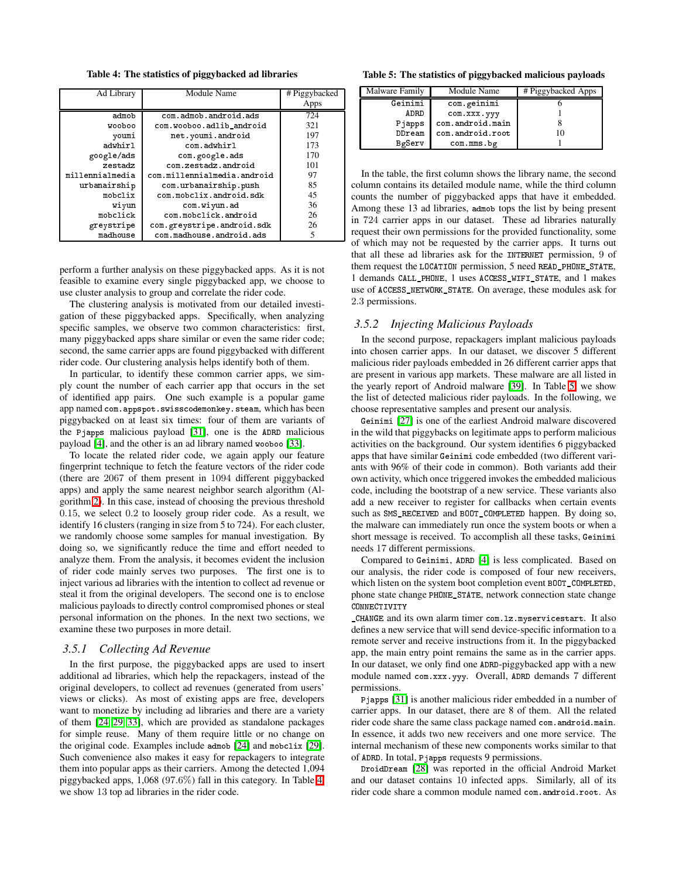**Table 4: The statistics of piggybacked ad libraries**

| Ad Library | Module Name | # Piggybacked Apps |
|---|---|---|
| admob | com.admob.android.ads | 724 |
| wooboo | com.wooboo.adlib_android | 321 |
| youmi | net.youmi.android | 197 |
| adwhirl | com.adwhirl | 173 |
| google/ads | com.google.ads | 170 |
| zestadz | com.zestadz.android | 101 |
| millennialmedia | com.millennialmedia.android | 97 |
| urbanairship | com.urbanairship.push | 85 |
| mobclix | com.mobclix.android.sdk | 45 |
| wiyun | com.wiyun.ad | 36 |
| mobclick | com.mobclick.android | 26 |
| greystripe | com.greystripe.android.sdk | 26 |
| madhouse | com.madhouse.android.ads | 5 |

perform a further analysis on these piggybacked apps. As it is not feasible to examine every single piggybacked app, we choose to use cluster analysis to group and correlate the rider code.

The clustering analysis is motivated from our detailed investigation of these piggybacked apps. Specifically, when analyzing specific samples, we observe two common characteristics: first, many piggybacked apps share similar or even the same rider code; second, the same carrier apps are found piggybacked with different rider code. Our clustering analysis helps identify both of them.

In particular, to identify these common carrier apps, we simply count the number of each carrier app that occurs in the set of identified app pairs. One such example is a popular game app named com.appspot.swisscodemonkey.steam, which has been piggybacked on at least six times: four of them are variants of the Pjapps malicious payload [31], one is the ADRD malicious payload [4], and the other is an ad library named wooboo [33].

To locate the related rider code, we again apply our feature fingerprint technique to fetch the feature vectors of the rider code (there are 2067 of them present in 1094 different piggybacked apps) and apply the same nearest neighbor search algorithm (Algorithm 2). In this case, instead of choosing the previous threshold 0.15, we select 0.2 to loosely group rider code. As a result, we identify 16 clusters (ranging in size from 5 to 724). For each cluster, we randomly choose some samples for manual investigation. By doing so, we significantly reduce the time and effort needed to analyze them. From the analysis, it becomes evident the inclusion of rider code mainly serves two purposes. The first one is to inject various ad libraries with the intention to collect ad revenue or steal it from the original developers. The second one is to enclose malicious payloads to directly control compromised phones or steal personal information on the phones. In the next two sections, we examine these two purposes in more detail.

### 3.5.1 Collecting Ad Revenue

In the first purpose, the piggybacked apps are used to insert additional ad libraries, which help the repackagers, instead of the original developers, to collect ad revenues (generated from users' views or clicks). As most of existing apps are free, developers want to monetize by including ad libraries and there are a variety of them [24, 29, 33], which are provided as standalone packages for simple reuse. Many of them require little or no change on the original code. Examples include admob [24] and mobclix [29]. Such convenience also makes it easy for repackagers to integrate them into popular apps as their carriers. Among the detected 1,094 piggybacked apps, 1,068 (97.6%) fall in this category. In Table 4, we show 13 top ad libraries in the rider code.

**Table 5: The statistics of piggybacked malicious payloads**

| Malware Family | Module Name | # Piggybacked Apps |
|---|---|---|
| Geinimi | com.geinimi | 6 |
| ADRD | com.xxx.yyy | 1 |
| Pjapps | com.android.main | 8 |
| DDream | com.android.root | 10 |
| BgServ | com.mms.bg | 1 |

In the table, the first column shows the library name, the second column contains its detailed module name, while the third column counts the number of piggybacked apps that have it embedded. Among these 13 ad libraries, admob tops the list by being present in 724 carrier apps in our dataset. These ad libraries naturally request their own permissions for the provided functionality, some of which may not be requested by the carrier apps. It turns out that all these ad libraries ask for the INTERNET permission, 9 of them request the LOCATION permission, 5 need READ_PHONE_STATE, 1 demands CALL_PHONE, 1 uses ACCESS_WIFI_STATE, and 1 makes use of ACCESS_NETWORK_STATE. On average, these modules ask for 2.3 permissions.

### 3.5.2 Injecting Malicious Payloads

In the second purpose, repackagers implant malicious payloads into chosen carrier apps. In our dataset, we discover 5 different malicious rider payloads embedded in 26 different carrier apps that are present in various app markets. These malware are all listed in the yearly report of Android malware [39]. In Table 5, we show the list of detected malicious rider payloads. In the following, we choose representative samples and present our analysis.

Geinimi [27] is one of the earliest Android malware discovered in the wild that piggybacks on legitimate apps to perform malicious activities on the background. Our system identifies 6 piggybacked apps that have similar Geinimi code embedded (two different variants with 96% of their code in common). Both variants add their own activity, which once triggered invokes the embedded malicious code, including the bootstrap of a new service. These variants also add a new receiver to register for callbacks when certain events such as SMS_RECEIVED and BOOT_COMPLETED happen. By doing so, the malware can immediately run once the system boots or when a short message is received. To accomplish all these tasks, Geinimi needs 17 different permissions.

Compared to Geinimi, ADRD [4] is less complicated. Based on our analysis, the rider code is composed of four new receivers, which listen on the system boot completion event BOOT_COMPLETED, phone state change PHONE_STATE, network connection state change CONNECTIVITY_CHANGE and its own alarm timer com.lz.myservicestart. It also defines a new service that will send device-specific information to a remote server and receive instructions from it. In the piggybacked app, the main entry point remains the same as in the carrier apps. In our dataset, we only find one ADRD-piggybacked app with a new module named com.xxx.yyy. Overall, ADRD demands 7 different permissions.

Pjapps [31] is another malicious rider embedded in a number of carrier apps. In our dataset, there are 8 of them. All the related rider code share the same class package named com.android.main. In essence, it adds two new receivers and one more service. The internal mechanism of these new components works similar to that of ADRD. In total, Pjapps requests 9 permissions.

DroidDream [28] was reported in the official Android Market and our dataset contains 10 infected apps. Similarly, all of its rider code share a common module named com.android.root. As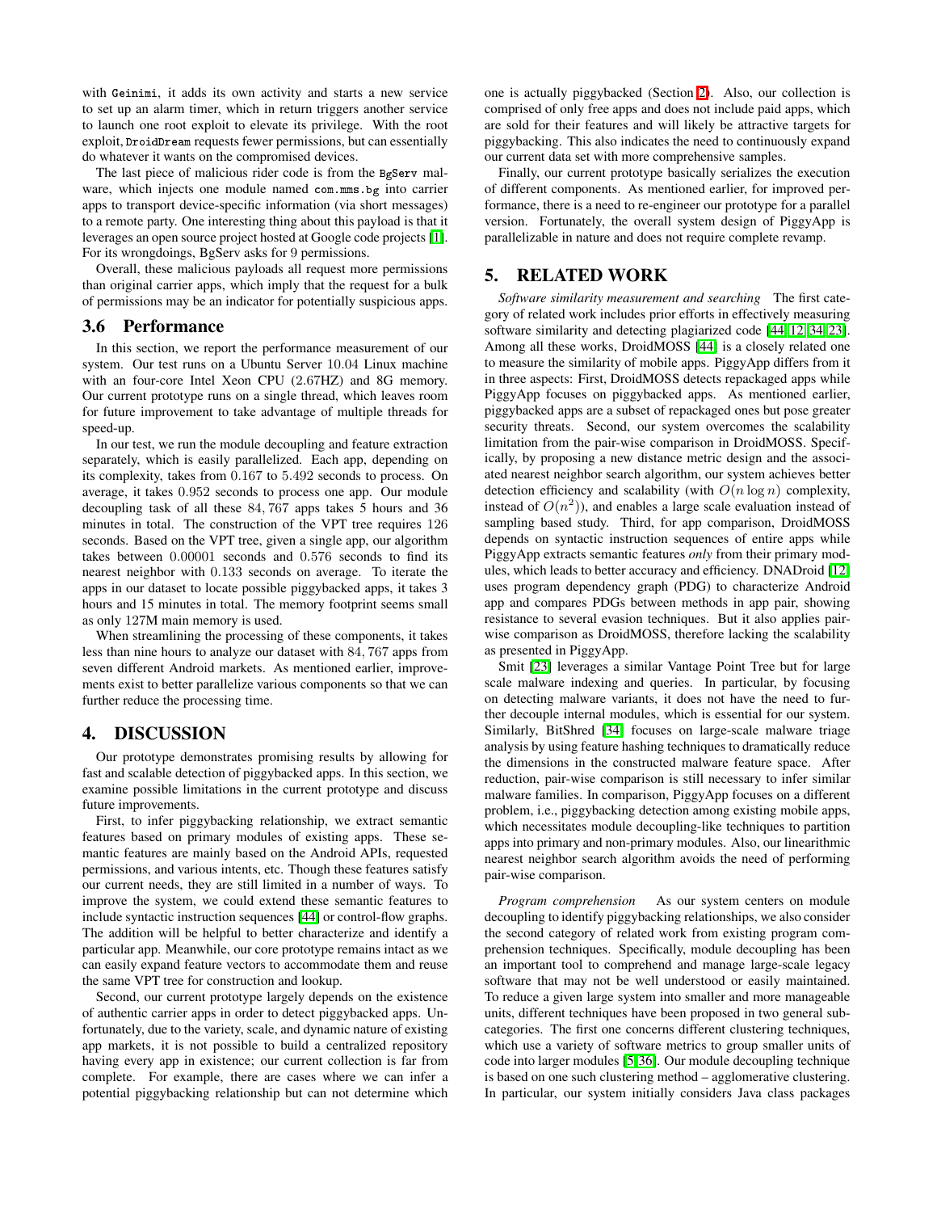with Geinimi, it adds its own activity and starts a new service to set up an alarm timer, which in return triggers another service to launch one root exploit to elevate its privilege. With the root exploit, DroidDream requests fewer permissions, but can essentially do whatever it wants on the compromised devices.

The last piece of malicious rider code is from the BgServ malware, which injects one module named com.mms.bg into carrier apps to transport device-specific information (via short messages) to a remote party. One interesting thing about this payload is that it leverages an open source project hosted at Google code projects [1]. For its wrongdoings, BgServ asks for 9 permissions.

Overall, these malicious payloads all request more permissions than original carrier apps, which imply that the request for a bulk of permissions may be an indicator for potentially suspicious apps.

### 3.6 Performance

In this section, we report the performance measurement of our system. Our test runs on a Ubuntu Server 10.04 Linux machine with an four-core Intel Xeon CPU (2.67HZ) and 8G memory. Our current prototype runs on a single thread, which leaves room for future improvement to take advantage of multiple threads for speed-up.

In our test, we run the module decoupling and feature extraction separately, which is easily parallelized. Each app, depending on its complexity, takes from 0.167 to 5.492 seconds to process. On average, it takes 0.952 seconds to process one app. Our module decoupling task of all these 84,767 apps takes 5 hours and 36 minutes in total. The construction of the VPT tree requires 126 seconds. Based on the VPT tree, given a single app, our algorithm takes between 0.00001 seconds and 0.576 seconds to find its nearest neighbor with 0.133 seconds on average. To iterate the apps in our dataset to locate possible piggybacked apps, it takes 3 hours and 15 minutes in total. The memory footprint seems small as only 127M main memory is used.

When streamlining the processing of these components, it takes less than nine hours to analyze our dataset with 84,767 apps from seven different Android markets. As mentioned earlier, improvements exist to better parallelize various components so that we can further reduce the processing time.

## 4. DISCUSSION

Our prototype demonstrates promising results by allowing for fast and scalable detection of piggybacked apps. In this section, we examine possible limitations in the current prototype and discuss future improvements.

First, to infer piggybacking relationship, we extract semantic features based on primary modules of existing apps. These semantic features are mainly based on the Android APIs, requested permissions, and various intents, etc. Though these features satisfy our current needs, they are still limited in a number of ways. To improve the system, we could extend these semantic features to include syntactic instruction sequences [44] or control-flow graphs. The addition will be helpful to better characterize and identify a particular app. Meanwhile, our core prototype remains intact as we can easily expand feature vectors to accommodate them and reuse the same VPT tree for construction and lookup.

Second, our current prototype largely depends on the existence of authentic carrier apps in order to detect piggybacked apps. Unfortunately, due to the variety, scale, and dynamic nature of existing app markets, it is not possible to build a centralized repository having every app in existence; our current collection is far from complete. For example, there are cases where we can infer a potential piggybacking relationship but can not determine which one is actually piggybacked (Section 2). Also, our collection is comprised of only free apps and does not include paid apps, which are sold for their features and will likely be attractive targets for piggybacking. This also indicates the need to continuously expand our current data set with more comprehensive samples.

Finally, our current prototype basically serializes the execution of different components. As mentioned earlier, for improved performance, there is a need to re-engineer our prototype for a parallel version. Fortunately, the overall system design of PiggyApp is parallelizable in nature and does not require complete revamp.

## 5. RELATED WORK

*Software similarity measurement and searching* The first category of related work includes prior efforts in effectively measuring software similarity and detecting plagiarized code [44, 12, 34, 23]. Among all these works, DroidMOSS [44] is a closely related one to measure the similarity of mobile apps. PiggyApp differs from it in three aspects: First, DroidMOSS detects repackaged apps while PiggyApp focuses on piggybacked apps. As mentioned earlier, piggybacked apps are a subset of repackaged ones but pose greater security threats. Second, our system overcomes the scalability limitation from the pair-wise comparison in DroidMOSS. Specifically, by proposing a new distance metric design and the associated nearest neighbor search algorithm, our system achieves better detection efficiency and scalability (with $O(n \log n)$ complexity, instead of $O(n^2)$), and enables a large scale evaluation instead of sampling based study. Third, for app comparison, DroidMOSS depends on syntactic instruction sequences of entire apps while PiggyApp extracts semantic features *only* from their primary modules, which leads to better accuracy and efficiency. DNADroid [12] uses program dependency graph (PDG) to characterize Android app and compares PDGs between methods in app pair, showing resistance to several evasion techniques. But it also applies pairwise comparison as DroidMOSS, therefore lacking the scalability as presented in PiggyApp.

Smit [23] leverages a similar Vantage Point Tree but for large scale malware indexing and queries. In particular, by focusing on detecting malware variants, it does not have the need to further decouple internal modules, which is essential for our system. Similarly, BitShred [34] focuses on large-scale malware triage analysis by using feature hashing techniques to dramatically reduce the dimensions in the constructed malware feature space. After reduction, pair-wise comparison is still necessary to infer similar malware families. In comparison, PiggyApp focuses on a different problem, i.e., piggybacking detection among existing mobile apps, which necessitates module decoupling-like techniques to partition apps into primary and non-primary modules. Also, our linearithmic nearest neighbor search algorithm avoids the need of performing pair-wise comparison.

*Program comprehension* As our system centers on module decoupling to identify piggybacking relationships, we also consider the second category of related work from existing program comprehension techniques. Specifically, module decoupling has been an important tool to comprehend and manage large-scale legacy software that may not be well understood or easily maintained. To reduce a given large system into smaller and more manageable units, different techniques have been proposed in two general subcategories. The first one concerns different clustering techniques, which use a variety of software metrics to group smaller units of code into larger modules [5, 36]. Our module decoupling technique is based on one such clustering method – agglomerative clustering. In particular, our system initially considers Java class packages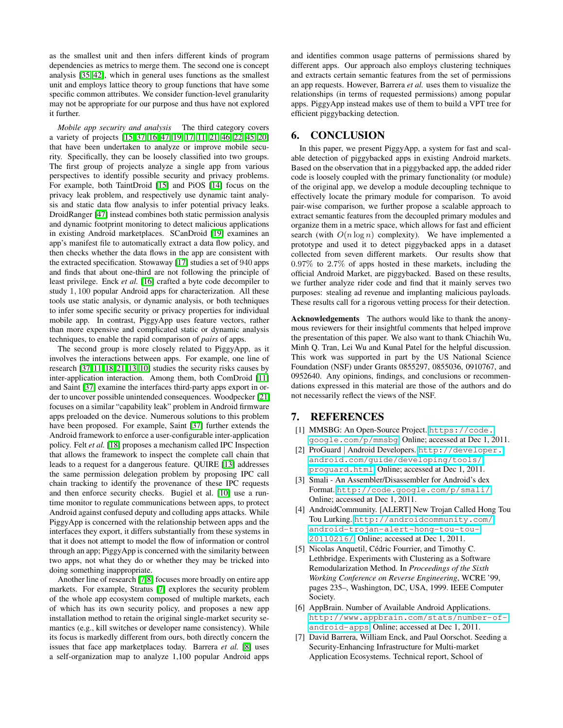as the smallest unit and then infers different kinds of program dependencies as metrics to merge them. The second one is concept analysis [35, 42], which in general uses functions as the smallest unit and employs lattice theory to group functions that have some specific common attributes. We consider function-level granularity may not be appropriate for our purpose and thus have not explored it further.

*Mobile app security and analysis* The third category covers a variety of projects [15, 37, 16, 47, 19, 17, 11, 21, 46, 22, 45, 20] that have been undertaken to analyze or improve mobile security. Specifically, they can be loosely classified into two groups. The first group of projects analyze a single app from various perspectives to identify possible security and privacy problems. For example, both TaintDroid [15] and PiOS [14] focus on the privacy leak problem, and respectively use dynamic taint analysis and static data flow analysis to infer potential privacy leaks. DroidRanger [47] instead combines both static permission analysis and dynamic footprint monitoring to detect malicious applications in existing Android marketplaces. SCanDroid [19] examines an app's manifest file to automatically extract a data flow policy, and then checks whether the data flows in the app are consistent with the extracted specification. Stowaway [17] studies a set of 940 apps and finds that about one-third are not following the principle of least privilege. Enck *et al.* [16] crafted a byte code decompiler to study 1,100 popular Android apps for characterization. All these tools use static analysis, or dynamic analysis, or both techniques to infer some specific security or privacy properties for individual mobile app. In contrast, PiggyApp uses feature vectors, rather than more expensive and complicated static or dynamic analysis techniques, to enable the rapid comparison of *pairs* of apps.

The second group is more closely related to PiggyApp, as it involves the interactions between apps. For example, one line of research [37, 11, 18, 21, 13, 10] studies the security risks causes by inter-application interaction. Among them, both ComDroid [11] and Saint [37] examine the interfaces third-party apps export in order to uncover possible unintended consequences. Woodpecker [21] focuses on a similar "capability leak" problem in Android firmware apps preloaded on the device. Numerous solutions to this problem have been proposed. For example, Saint [37] further extends the Android framework to enforce a user-configurable inter-application policy. Felt *et al.* [18] proposes a mechanism called IPC Inspection that allows the framework to inspect the complete call chain that leads to a request for a dangerous feature. QUIRE [13] addresses the same permission delegation problem by proposing IPC call chain tracking to identify the provenance of these IPC requests and then enforce security checks. Bugiel et al. [10] use a runtime monitor to regulate communications between apps, to protect Android against confused deputy and colluding apps attacks. While PiggyApp is concerned with the relationship between apps and the interfaces they export, it differs substantially from these systems in that it does not attempt to model the flow of information or control through an app; PiggyApp is concerned with the similarity between two apps, not what they do or whether they may be tricked into doing something inappropriate.

Another line of research [7, 8] focuses more broadly on entire app markets. For example, Stratus [7] explores the security problem of the whole app ecosystem composed of multiple markets, each of which has its own security policy, and proposes a new app installation method to retain the original single-market security semantics (e.g., kill switches or developer name consistency). While its focus is markedly different from ours, both directly concern the issues that face app marketplaces today. Barrera *et al.* [8] uses a self-organization map to analyze 1,100 popular Android apps and identifies common usage patterns of permissions shared by different apps. Our approach also employs clustering techniques and extracts certain semantic features from the set of permissions an app requests. However, Barrera *et al.* uses them to visualize the relationships (in terms of requested permissions) among popular apps. PiggyApp instead makes use of them to build a VPT tree for efficient piggybacking detection.

# 6. CONCLUSION

In this paper, we present PiggyApp, a system for fast and scalable detection of piggybacked apps in existing Android markets. Based on the observation that in a piggybacked app, the added rider code is loosely coupled with the primary functionality (or module) of the original app, we develop a module decoupling technique to effectively locate the primary module for comparison. To avoid pair-wise comparison, we further propose a scalable approach to extract semantic features from the decoupled primary modules and organize them in a metric space, which allows for fast and efficient search (with $O(n \log n)$ complexity). We have implemented a prototype and used it to detect piggybacked apps in a dataset collected from seven different markets. Our results show that $0.97\%$ to $2.7\%$ of apps hosted in these markets, including the official Android Market, are piggybacked. Based on these results, we further analyze rider code and find that it mainly serves two purposes: stealing ad revenue and implanting malicious payloads. These results call for a rigorous vetting process for their detection.

**Acknowledgements** The authors would like to thank the anonymous reviewers for their insightful comments that helped improve the presentation of this paper. We also want to thank Chiachih Wu, Minh Q. Tran, Lei Wu and Kunal Patel for the helpful discussion. This work was supported in part by the US National Science Foundation (NSF) under Grants 0855297, 0855036, 0910767, and 0952640. Any opinions, findings, and conclusions or recommendations expressed in this material are those of the authors and do not necessarily reflect the views of the NSF.

# 7. REFERENCES

[1] MMSBG: An Open-Source Project. https://code.google.com/p/mmsbg. Online; accessed at Dec 1, 2011.

[2] ProGuard | Android Developers. http://developer.android.com/guide/developing/tools/proguard.html. Online; accessed at Dec 1, 2011.

[3] Smali - An Assembler/Disassembler for Android's dex Format. http://code.google.com/p/smali/. Online; accessed at Dec 1, 2011.

[4] AndroidCommunity. [ALERT] New Trojan Called Hong Tou Tou Lurking. http://androidcommunity.com/android-trojan-alert-hong-tou-tou-20110216/. Online; accessed at Dec 1, 2011.

[5] Nicolas Anquetil, Cédric Fourrier, and Timothy C. Lethbridge. Experiments with Clustering as a Software Remodularization Method. In *Proceedings of the Sixth Working Conference on Reverse Engineering*, WCRE '99, pages 235–, Washington, DC, USA, 1999. IEEE Computer Society.

[6] AppBrain. Number of Available Android Applications. http://www.appbrain.com/stats/number-of-android-apps. Online; accessed at Dec 1, 2011.

[7] David Barrera, William Enck, and Paul Oorschot. Seeding a Security-Enhancing Infrastructure for Multi-market Application Ecosystems. Technical report, School of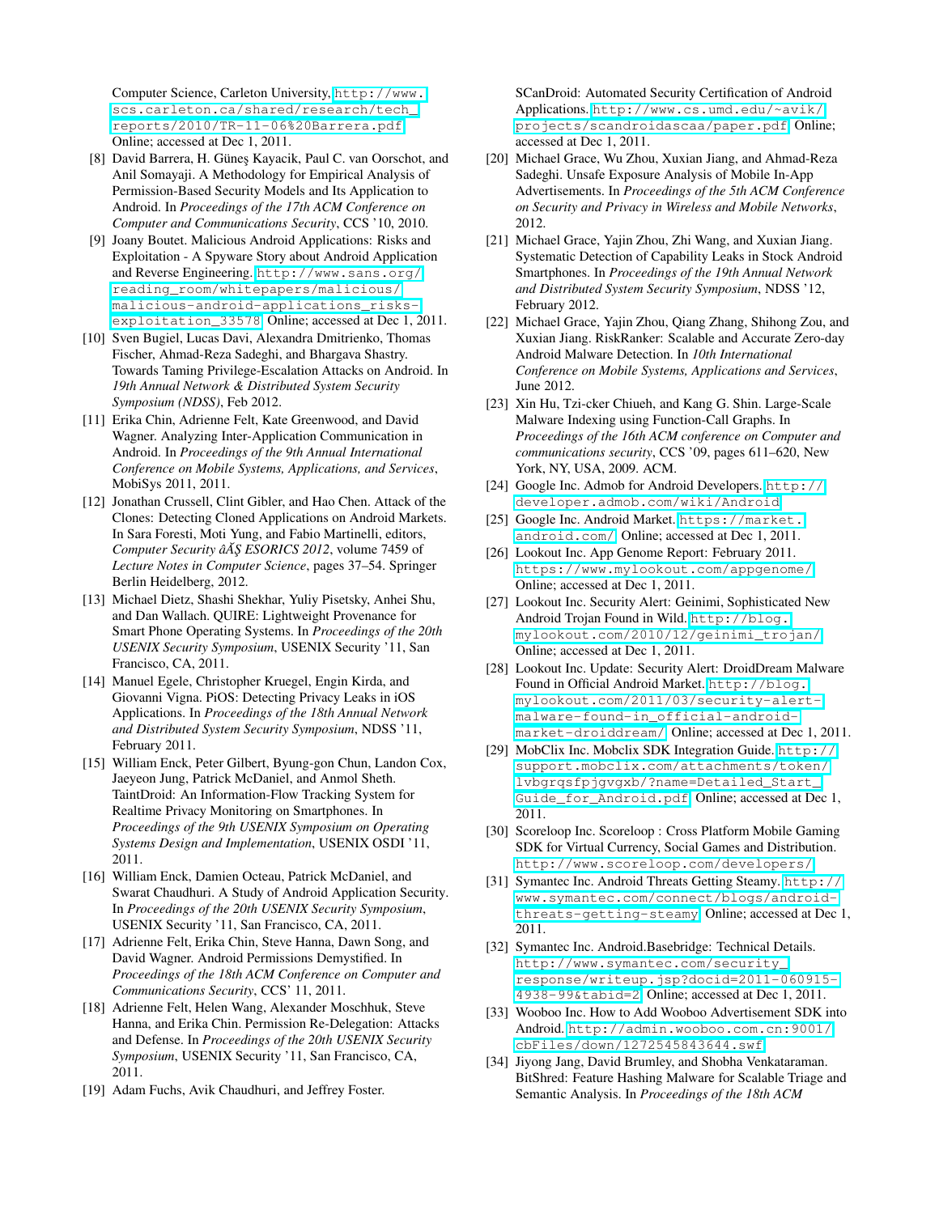Computer Science, Carleton University, http://www.scs.carleton.ca/shared/research/tech_reports/2010/TR-11-06%20Barrera.pdf. Online; accessed at Dec 1, 2011.

[8] David Barrera, H. Güneş Kayacik, Paul C. van Oorschot, and Anil Somayaji. A Methodology for Empirical Analysis of Permission-Based Security Models and Its Application to Android. In *Proceedings of the 17th ACM Conference on Computer and Communications Security*, CCS '10, 2010.

[9] Joany Boutet. Malicious Android Applications: Risks and Exploitation - A Spyware Story about Android Application and Reverse Engineering. http://www.sans.org/reading_room/whitepapers/malicious/malicious-android-applications_risks-exploitation_33578. Online; accessed at Dec 1, 2011.

[10] Sven Bugiel, Lucas Davi, Alexandra Dmitrienko, Thomas Fischer, Ahmad-Reza Sadeghi, and Bhargava Shastry. Towards Taming Privilege-Escalation Attacks on Android. In *19th Annual Network & Distributed System Security Symposium (NDSS)*, Feb 2012.

[11] Erika Chin, Adrienne Felt, Kate Greenwood, and David Wagner. Analyzing Inter-Application Communication in Android. In *Proceedings of the 9th Annual International Conference on Mobile Systems, Applications, and Services*, MobiSys 2011, 2011.

[12] Jonathan Crussell, Clint Gibler, and Hao Chen. Attack of the Clones: Detecting Cloned Applications on Android Markets. In Sara Foresti, Moti Yung, and Fabio Martinelli, editors, *Computer Security âĂŞ ESORICS 2012*, volume 7459 of *Lecture Notes in Computer Science*, pages 37–54. Springer Berlin Heidelberg, 2012.

[13] Michael Dietz, Shashi Shekhar, Yuliy Pisetsky, Anhei Shu, and Dan Wallach. QUIRE: Lightweight Provenance for Smart Phone Operating Systems. In *Proceedings of the 20th USENIX Security Symposium*, USENIX Security '11, San Francisco, CA, 2011.

[14] Manuel Egele, Christopher Kruegel, Engin Kirda, and Giovanni Vigna. PiOS: Detecting Privacy Leaks in iOS Applications. In *Proceedings of the 18th Annual Network and Distributed System Security Symposium*, NDSS '11, February 2011.

[15] William Enck, Peter Gilbert, Byung-gon Chun, Landon Cox, Jaeyeon Jung, Patrick McDaniel, and Anmol Sheth. TaintDroid: An Information-Flow Tracking System for Realtime Privacy Monitoring on Smartphones. In *Proceedings of the 9th USENIX Symposium on Operating Systems Design and Implementation*, USENIX OSDI '11, 2011.

[16] William Enck, Damien Octeau, Patrick McDaniel, and Swarat Chaudhuri. A Study of Android Application Security. In *Proceedings of the 20th USENIX Security Symposium*, USENIX Security '11, San Francisco, CA, 2011.

[17] Adrienne Felt, Erika Chin, Steve Hanna, Dawn Song, and David Wagner. Android Permissions Demystified. In *Proceedings of the 18th ACM Conference on Computer and Communications Security*, CCS' 11, 2011.

[18] Adrienne Felt, Helen Wang, Alexander Moschhuk, Steve Hanna, and Erika Chin. Permission Re-Delegation: Attacks and Defense. In *Proceedings of the 20th USENIX Security Symposium*, USENIX Security '11, San Francisco, CA, 2011.

[19] Adam Fuchs, Avik Chaudhuri, and Jeffrey Foster. SCanDroid: Automated Security Certification of Android Applications. http://www.cs.umd.edu/~avik/projects/scandroidascaa/paper.pdf. Online; accessed at Dec 1, 2011.

[20] Michael Grace, Wu Zhou, Xuxian Jiang, and Ahmad-Reza Sadeghi. Unsafe Exposure Analysis of Mobile In-App Advertisements. In *Proceedings of the 5th ACM Conference on Security and Privacy in Wireless and Mobile Networks*, 2012.

[21] Michael Grace, Yajin Zhou, Zhi Wang, and Xuxian Jiang. Systematic Detection of Capability Leaks in Stock Android Smartphones. In *Proceedings of the 19th Annual Network and Distributed System Security Symposium*, NDSS '12, February 2012.

[22] Michael Grace, Yajin Zhou, Qiang Zhang, Shihong Zou, and Xuxian Jiang. RiskRanker: Scalable and Accurate Zero-day Android Malware Detection. In *10th International Conference on Mobile Systems, Applications and Services*, June 2012.

[23] Xin Hu, Tzi-cker Chiueh, and Kang G. Shin. Large-Scale Malware Indexing using Function-Call Graphs. In *Proceedings of the 16th ACM conference on Computer and communications security*, CCS '09, pages 611–620, New York, NY, USA, 2009. ACM.

[24] Google Inc. Admob for Android Developers. http://developer.admob.com/wiki/Android.

[25] Google Inc. Android Market. https://market.android.com/. Online; accessed at Dec 1, 2011.

[26] Lookout Inc. App Genome Report: February 2011. https://www.mylookout.com/appgenome/. Online; accessed at Dec 1, 2011.

[27] Lookout Inc. Security Alert: Geinimi, Sophisticated New Android Trojan Found in Wild. http://blog.mylookout.com/2010/12/geinimi_trojan/. Online; accessed at Dec 1, 2011.

[28] Lookout Inc. Update: Security Alert: DroidDream Malware Found in Official Android Market. http://blog.mylookout.com/2011/03/security-alert-malware-found-in_official-android-market-droiddream/. Online; accessed at Dec 1, 2011.

[29] MobClix Inc. Mobclix SDK Integration Guide. http://support.mobclix.com/attachments/token/lvbgrqsfpjgvgxb/?name=Detailed_Start_Guide_for_Android.pdf. Online; accessed at Dec 1, 2011.

[30] Scoreloop Inc. Scoreloop : Cross Platform Mobile Gaming SDK for Virtual Currency, Social Games and Distribution. http://www.scoreloop.com/developers/.

[31] Symantec Inc. Android Threats Getting Steamy. http://www.symantec.com/connect/blogs/android-threats-getting-steamy. Online; accessed at Dec 1, 2011.

[32] Symantec Inc. Android.Basebridge: Technical Details. http://www.symantec.com/security_response/writeup.jsp?docid=2011-060915-4938-99&tabid=2. Online; accessed at Dec 1, 2011.

[33] Wooboo Inc. How to Add Wooboo Advertisement SDK into Android. http://admin.wooboo.com.cn:9001/cbFiles/down/1272545843644.swf.

[34] Jiyong Jang, David Brumley, and Shobha Venkataraman. BitShred: Feature Hashing Malware for Scalable Triage and Semantic Analysis. In *Proceedings of the 18th ACM*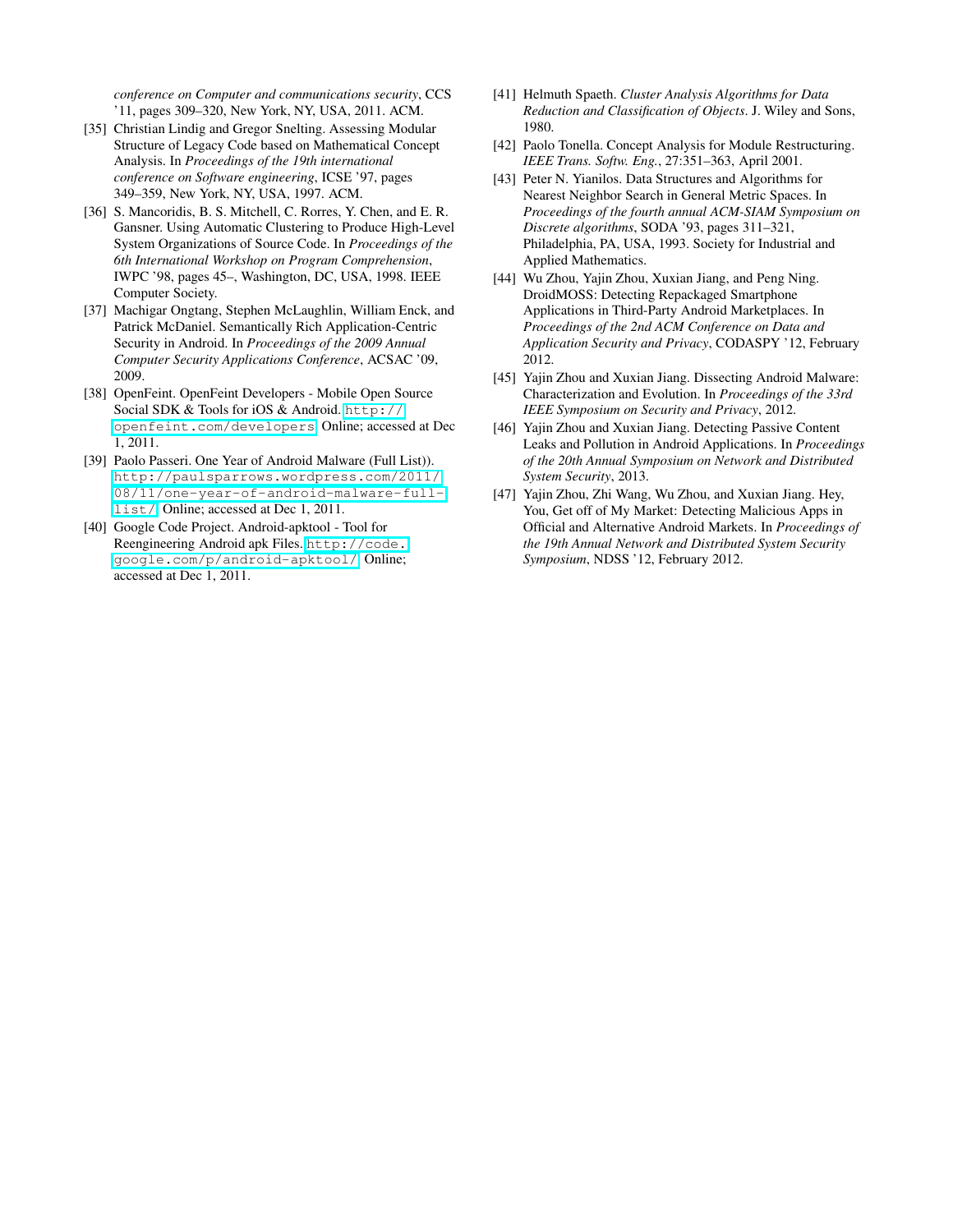*conference on Computer and communications security*, CCS '11, pages 309–320, New York, NY, USA, 2011. ACM.

[35] Christian Lindig and Gregor Snelting. Assessing Modular Structure of Legacy Code based on Mathematical Concept Analysis. In *Proceedings of the 19th international conference on Software engineering*, ICSE '97, pages 349–359, New York, NY, USA, 1997. ACM.

[36] S. Mancoridis, B. S. Mitchell, C. Rorres, Y. Chen, and E. R. Gansner. Using Automatic Clustering to Produce High-Level System Organizations of Source Code. In *Proceedings of the 6th International Workshop on Program Comprehension*, IWPC '98, pages 45–, Washington, DC, USA, 1998. IEEE Computer Society.

[37] Machigar Ongtang, Stephen McLaughlin, William Enck, and Patrick McDaniel. Semantically Rich Application-Centric Security in Android. In *Proceedings of the 2009 Annual Computer Security Applications Conference*, ACSAC '09, 2009.

[38] OpenFeint. OpenFeint Developers - Mobile Open Source Social SDK & Tools for iOS & Android. `http://openfeint.com/developers`. Online; accessed at Dec 1, 2011.

[39] Paolo Passeri. One Year of Android Malware (Full List)). `http://paulsparrows.wordpress.com/2011/08/11/one-year-of-android-malware-full-list/`. Online; accessed at Dec 1, 2011.

[40] Google Code Project. Android-apktool - Tool for Reengineering Android apk Files. `http://code.google.com/p/android-apktool/`. Online; accessed at Dec 1, 2011.

[41] Helmuth Spaeth. *Cluster Analysis Algorithms for Data Reduction and Classification of Objects*. J. Wiley and Sons, 1980.

[42] Paolo Tonella. Concept Analysis for Module Restructuring. *IEEE Trans. Softw. Eng.*, 27:351–363, April 2001.

[43] Peter N. Yianilos. Data Structures and Algorithms for Nearest Neighbor Search in General Metric Spaces. In *Proceedings of the fourth annual ACM-SIAM Symposium on Discrete algorithms*, SODA '93, pages 311–321, Philadelphia, PA, USA, 1993. Society for Industrial and Applied Mathematics.

[44] Wu Zhou, Yajin Zhou, Xuxian Jiang, and Peng Ning. DroidMOSS: Detecting Repackaged Smartphone Applications in Third-Party Android Marketplaces. In *Proceedings of the 2nd ACM Conference on Data and Application Security and Privacy*, CODASPY '12, February 2012.

[45] Yajin Zhou and Xuxian Jiang. Dissecting Android Malware: Characterization and Evolution. In *Proceedings of the 33rd IEEE Symposium on Security and Privacy*, 2012.

[46] Yajin Zhou and Xuxian Jiang. Detecting Passive Content Leaks and Pollution in Android Applications. In *Proceedings of the 20th Annual Symposium on Network and Distributed System Security*, 2013.

[47] Yajin Zhou, Zhi Wang, Wu Zhou, and Xuxian Jiang. Hey, You, Get off of My Market: Detecting Malicious Apps in Official and Alternative Android Markets. In *Proceedings of the 19th Annual Network and Distributed System Security Symposium*, NDSS '12, February 2012.